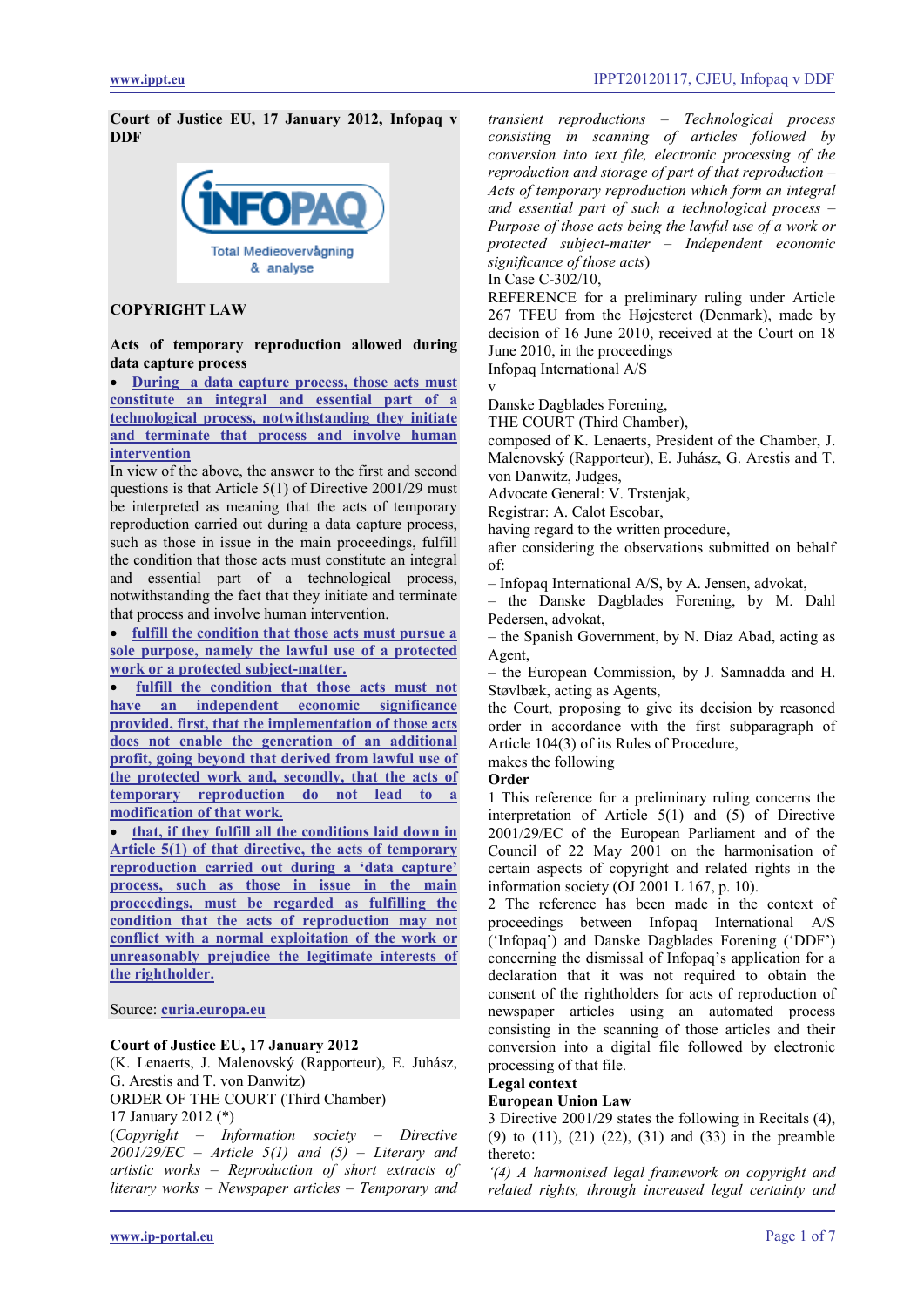**Court of Justice EU, 17 January 2012, Infopaq v DDF**

## COPYRIGHT LAW

**Acts of temporary reproduction allowed during data capture process**

- **During a data capture process, those acts must constitute an integral and essential part of a technological process, notwithstanding they initiate and terminate that process and involve human intervention**

In view of the above, the answer to the first and second questions is that Article 5(1) of Directive 2001/29 must be interpreted as meaning that the acts of temporary reproduction carried out during a data capture process, such as those in issue in the main proceedings, fulfil the condition that those acts must constitute an integral and essential part of a technological process, notwithstanding the fact that they initiate and terminate that process and involve human intervention.

- **fulfill the condition that those acts must pursue a sole purpose, namely the lawful use of a protected work or a protected subject-matter.**
- **fulfill the condition that those acts must not have an independent economic significance provided, first, that the implementation of those acts does not enable the generation of an additional profit, going beyond that derived from lawful use of the protected work and, secondly, that the acts of temporary reproduction do not lead to a modification of that work.**
- **that, if they fulfill all the conditions laid down in Article 5(1) of that directive, the acts of temporary reproduction carried out during a 'data capture' process, such as those in issue in the main proceedings, must be regarded as fulfilling the condition that the acts of reproduction may not conflict with a normal exploitation of the work or unreasonably prejudice the legitimate interests of the rightholder.**

Source: curia.europa.eu

**Court of Justice EU, 17 January 2012**

(K. Lenaerts, J. Malenovský (Rapporteur), E. Juhász, G. Arestis and T. von Danwitz)

ORDER OF THE COURT (Third Chamber)

17 January 2012 (*)

(*Copyright – Information society – Directive 2001/29/EC – Article 5(1) and (5) – Literary and artistic works – Reproduction of short extracts of literary works – Newspaper articles – Temporary and transient reproductions – Technological process consisting in scanning of articles followed by conversion into text file, electronic processing of the reproduction and storage of part of that reproduction – Acts of temporary reproduction which form an integral and essential part of such a technological process – Purpose of those acts being the lawful use of a work or protected subject-matter – Independent economic significance of those acts*)

In Case C-302/10,

REFERENCE for a preliminary ruling under Article 267 TFEU from the Højesteret (Denmark), made by decision of 16 June 2010, received at the Court on 18 June 2010, in the proceedings

Infopaq International A/S

v

Danske Dagblades Forening,

THE COURT (Third Chamber),

composed of K. Lenaerts, President of the Chamber, J. Malenovský (Rapporteur), E. Juhász, G. Arestis and T. von Danwitz, Judges,

Advocate General: V. Trstenjak,

Registrar: A. Calot Escobar,

having regard to the written procedure,

after considering the observations submitted on behalf of:

– Infopaq International A/S, by A. Jensen, advokat,

– the Danske Dagblades Forening, by M. Dahl Pedersen, advokat,

– the Spanish Government, by N. Díaz Abad, acting as Agent,

– the European Commission, by J. Samnadda and H. Støvlbæk, acting as Agents,

the Court, proposing to give its decision by reasoned order in accordance with the first subparagraph of Article 104(3) of its Rules of Procedure,

makes the following

**Order**

1 This reference for a preliminary ruling concerns the interpretation of Article 5(1) and (5) of Directive 2001/29/EC of the European Parliament and of the Council of 22 May 2001 on the harmonisation of certain aspects of copyright and related rights in the information society (OJ 2001 L 167, p. 10).

2 The reference has been made in the context of proceedings between Infopaq International A/S ('Infopaq') and Danske Dagblades Forening ('DDF') concerning the dismissal of Infopaq's application for a declaration that it was not required to obtain the consent of the rightholders for acts of reproduction of newspaper articles using an automated process consisting in the scanning of those articles and their conversion into a digital file followed by electronic processing of that file.

**Legal context**

**European Union Law**

3 Directive 2001/29 states the following in Recitals (4), (9) to (11), (21) (22), (31) and (33) in the preamble thereto:

*'(4) A harmonised legal framework on copyright and related rights, through increased legal certainty and*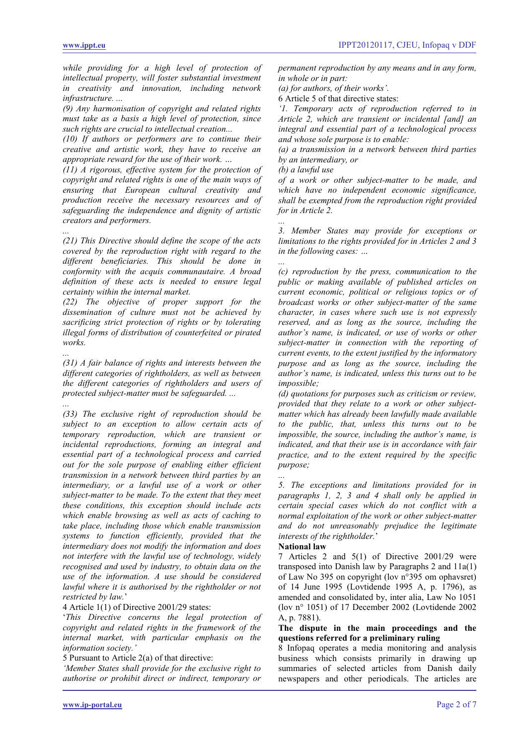*while providing for a high level of protection of intellectual property, will foster substantial investment in creativity and innovation, including network infrastructure. ...*

*(9) Any harmonisation of copyright and related rights must take as a basis a high level of protection, since such rights are crucial to intellectual creation...*

*(10) If authors or performers are to continue their creative and artistic work, they have to receive an appropriate reward for the use of their work. …*

*(11) A rigorous, effective system for the protection of copyright and related rights is one of the main ways of ensuring that European cultural creativity and production receive the necessary resources and of safeguarding the independence and dignity of artistic creators and performers.*

*...*

*(21) This Directive should define the scope of the acts covered by the reproduction right with regard to the different beneficiaries. This should be done in conformity with the acquis communautaire. A broad definition of these acts is needed to ensure legal certainty within the internal market.*

*(22) The objective of proper support for the dissemination of culture must not be achieved by sacrificing strict protection of rights or by tolerating illegal forms of distribution of counterfeited or pirated works.*

*...*

*(31) A fair balance of rights and interests between the different categories of rightholders, as well as between the different categories of rightholders and users of protected subject-matter must be safeguarded. ...*

*...*

*(33) The exclusive right of reproduction should be subject to an exception to allow certain acts of temporary reproduction, which are transient or incidental reproductions, forming an integral and essential part of a technological process and carried out for the sole purpose of enabling either efficient transmission in a network between third parties by an intermediary, or a lawful use of a work or other subject-matter to be made. To the extent that they meet these conditions, this exception should include acts which enable browsing as well as acts of caching to take place, including those which enable transmission systems to function efficiently, provided that the intermediary does not modify the information and does not interfere with the lawful use of technology, widely recognised and used by industry, to obtain data on the use of the information. A use should be considered lawful where it is authorised by the rightholder or not restricted by law.*'

4 Article 1(1) of Directive 2001/29 states:

'*This Directive concerns the legal protection of copyright and related rights in the framework of the internal market, with particular emphasis on the information society.'*

5 Pursuant to Article 2(a) of that directive:

*'Member States shall provide for the exclusive right to authorise or prohibit direct or indirect, temporary or permanent reproduction by any means and in any form, in whole or in part:*

*(a) for authors, of their works'.*

6 Article 5 of that directive states:

*'1. Temporary acts of reproduction referred to in Article 2, which are transient or incidental [and] an integral and essential part of a technological process and whose sole purpose is to enable:*

*(a) a transmission in a network between third parties by an intermediary, or*

*(b) a lawful use*

*of a work or other subject-matter to be made, and which have no independent economic significance, shall be exempted from the reproduction right provided for in Article 2.*

*...*

*3. Member States may provide for exceptions or limitations to the rights provided for in Articles 2 and 3 in the following cases: …*

*...*

*(c) reproduction by the press, communication to the public or making available of published articles on current economic, political or religious topics or of broadcast works or other subject-matter of the same character, in cases where such use is not expressly reserved, and as long as the source, including the author's name, is indicated, or use of works or other subject-matter in connection with the reporting of current events, to the extent justified by the informatory purpose and as long as the source, including the author's name, is indicated, unless this turns out to be impossible;*

*(d) quotations for purposes such as criticism or review, provided that they relate to a work or other subject-matter which has already been lawfully made available to the public, that, unless this turns out to be impossible, the source, including the author's name, is indicated, and that their use is in accordance with fair practice, and to the extent required by the specific purpose;*

*...*

*5. The exceptions and limitations provided for in paragraphs 1, 2, 3 and 4 shall only be applied in certain special cases which do not conflict with a normal exploitation of the work or other subject-matter and do not unreasonably prejudice the legitimate interests of the rightholder.*'

**National law**

7 Articles 2 and 5(1) of Directive 2001/29 were transposed into Danish law by Paragraphs 2 and 11a(1) of Law No 395 on copyright (lov n°395 om ophavsret) of 14 June 1995 (Lovtidende 1995 A, p. 1796), as amended and consolidated by, inter alia, Law No 1051 (lov n° 1051) of 17 December 2002 (Lovtidende 2002 A, p. 7881).

**The dispute in the main proceedings and the questions referred for a preliminary ruling**

8 Infopaq operates a media monitoring and analysis business which consists primarily in drawing up summaries of selected articles from Danish daily newspapers and other periodicals. The articles are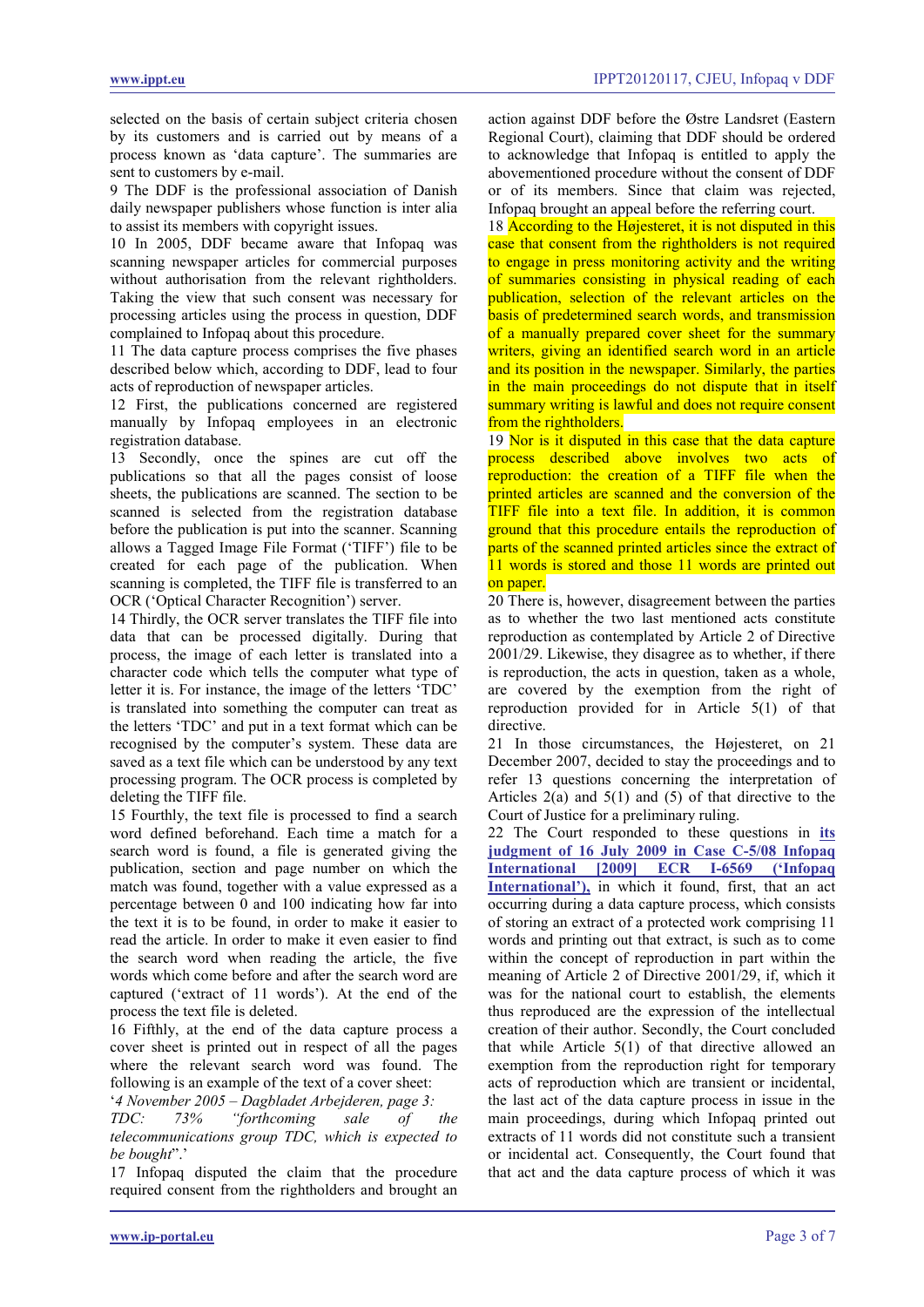selected on the basis of certain subject criteria chosen by its customers and is carried out by means of a process known as 'data capture'. The summaries are sent to customers by e-mail.

9 The DDF is the professional association of Danish daily newspaper publishers whose function is inter alia to assist its members with copyright issues.

10 In 2005, DDF became aware that Infopaq was scanning newspaper articles for commercial purposes without authorisation from the relevant rightholders. Taking the view that such consent was necessary for processing articles using the process in question, DDF complained to Infopaq about this procedure.

11 The data capture process comprises the five phases described below which, according to DDF, lead to four acts of reproduction of newspaper articles.

12 First, the publications concerned are registered manually by Infopaq employees in an electronic registration database.

13 Secondly, once the spines are cut off the publications so that all the pages consist of loose sheets, the publications are scanned. The section to be scanned is selected from the registration database before the publication is put into the scanner. Scanning allows a Tagged Image File Format ('TIFF') file to be created for each page of the publication. When scanning is completed, the TIFF file is transferred to an OCR ('Optical Character Recognition') server.

14 Thirdly, the OCR server translates the TIFF file into data that can be processed digitally. During that process, the image of each letter is translated into a character code which tells the computer what type of letter it is. For instance, the image of the letters 'TDC' is translated into something the computer can treat as the letters 'TDC' and put in a text format which can be recognised by the computer's system. These data are saved as a text file which can be understood by any text processing program. The OCR process is completed by deleting the TIFF file.

15 Fourthly, the text file is processed to find a search word defined beforehand. Each time a match for a search word is found, a file is generated giving the publication, section and page number on which the match was found, together with a value expressed as a percentage between 0 and 100 indicating how far into the text it is to be found, in order to make it easier to read the article. In order to make it even easier to find the search word when reading the article, the five words which come before and after the search word are captured ('extract of 11 words'). At the end of the process the text file is deleted.

16 Fifthly, at the end of the data capture process a cover sheet is printed out in respect of all the pages where the relevant search word was found. The following is an example of the text of a cover sheet:

'*4 November 2005 – Dagbladet Arbejderen, page 3: TDC: 73% "forthcoming sale of the telecommunications group TDC, which is expected to be bought*".'

17 Infopaq disputed the claim that the procedure required consent from the rightholders and brought an action against DDF before the Østre Landsret (Eastern Regional Court), claiming that DDF should be ordered to acknowledge that Infopaq is entitled to apply the abovementioned procedure without the consent of DDF or of its members. Since that claim was rejected, Infopaq brought an appeal before the referring court.

18 According to the Højesteret, it is not disputed in this case that consent from the rightholders is not required to engage in press monitoring activity and the writing of summaries consisting in physical reading of each publication, selection of the relevant articles on the basis of predetermined search words, and transmission of a manually prepared cover sheet for the summary writers, giving an identified search word in an article and its position in the newspaper. Similarly, the parties in the main proceedings do not dispute that in itself summary writing is lawful and does not require consent from the rightholders.

19 Nor is it disputed in this case that the data capture process described above involves two acts of reproduction: the creation of a TIFF file when the printed articles are scanned and the conversion of the TIFF file into a text file. In addition, it is common ground that this procedure entails the reproduction of parts of the scanned printed articles since the extract of 11 words is stored and those 11 words are printed out on paper.

20 There is, however, disagreement between the parties as to whether the two last mentioned acts constitute reproduction as contemplated by Article 2 of Directive 2001/29. Likewise, they disagree as to whether, if there is reproduction, the acts in question, taken as a whole, are covered by the exemption from the right of reproduction provided for in Article 5(1) of that directive.

21 In those circumstances, the Højesteret, on 21 December 2007, decided to stay the proceedings and to refer 13 questions concerning the interpretation of Articles 2(a) and 5(1) and (5) of that directive to the Court of Justice for a preliminary ruling.

22 The Court responded to these questions in **its judgment of 16 July 2009 in Case C-5/08 Infopaq International [2009] ECR I-6569 ('Infopaq International'),** in which it found, first, that an act occurring during a data capture process, which consists of storing an extract of a protected work comprising 11 words and printing out that extract, is such as to come within the concept of reproduction in part within the meaning of Article 2 of Directive 2001/29, if, which it was for the national court to establish, the elements thus reproduced are the expression of the intellectual creation of their author. Secondly, the Court concluded that while Article 5(1) of that directive allowed an exemption from the reproduction right for temporary acts of reproduction which are transient or incidental, the last act of the data capture process in issue in the main proceedings, during which Infopaq printed out extracts of 11 words did not constitute such a transient or incidental act. Consequently, the Court found that that act and the data capture process of which it was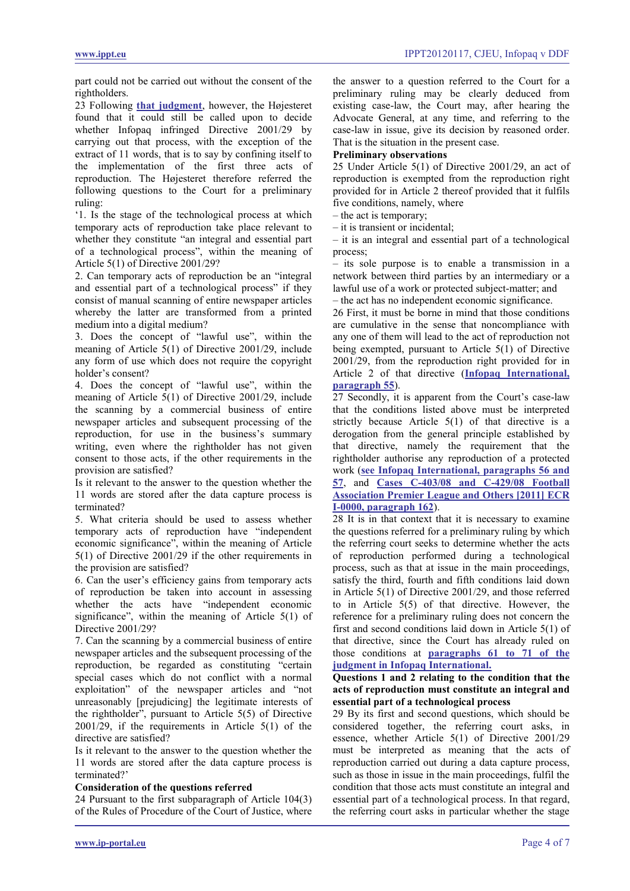part could not be carried out without the consent of the rightholders.

23 Following **that judgment**, however, the Højesteret found that it could still be called upon to decide whether Infopaq infringed Directive 2001/29 by carrying out that process, with the exception of the extract of 11 words, that is to say by confining itself to the implementation of the first three acts of reproduction. The Højesteret therefore referred the following questions to the Court for a preliminary ruling:

'1. Is the stage of the technological process at which temporary acts of reproduction take place relevant to whether they constitute "an integral and essential part of a technological process", within the meaning of Article 5(1) of Directive 2001/29?

2. Can temporary acts of reproduction be an "integral and essential part of a technological process" if they consist of manual scanning of entire newspaper articles whereby the latter are transformed from a printed medium into a digital medium?

3. Does the concept of "lawful use", within the meaning of Article 5(1) of Directive 2001/29, include any form of use which does not require the copyright holder's consent?

4. Does the concept of "lawful use", within the meaning of Article 5(1) of Directive 2001/29, include the scanning by a commercial business of entire newspaper articles and subsequent processing of the reproduction, for use in the business's summary writing, even where the rightholder has not given consent to those acts, if the other requirements in the provision are satisfied?

Is it relevant to the answer to the question whether the 11 words are stored after the data capture process is terminated?

5. What criteria should be used to assess whether temporary acts of reproduction have "independent economic significance", within the meaning of Article 5(1) of Directive 2001/29 if the other requirements in the provision are satisfied?

6. Can the user's efficiency gains from temporary acts of reproduction be taken into account in assessing whether the acts have "independent economic significance", within the meaning of Article 5(1) of Directive 2001/29?

7. Can the scanning by a commercial business of entire newspaper articles and the subsequent processing of the reproduction, be regarded as constituting "certain special cases which do not conflict with a normal exploitation" of the newspaper articles and "not unreasonably [prejudicing] the legitimate interests of the rightholder", pursuant to Article 5(5) of Directive 2001/29, if the requirements in Article 5(1) of the directive are satisfied?

Is it relevant to the answer to the question whether the 11 words are stored after the data capture process is terminated?'

**Consideration of the questions referred**

24 Pursuant to the first subparagraph of Article 104(3) of the Rules of Procedure of the Court of Justice, where the answer to a question referred to the Court for a preliminary ruling may be clearly deduced from existing case-law, the Court may, after hearing the Advocate General, at any time, and referring to the case-law in issue, give its decision by reasoned order. That is the situation in the present case.

**Preliminary observations**

25 Under Article 5(1) of Directive 2001/29, an act of reproduction is exempted from the reproduction right provided for in Article 2 thereof provided that it fulfils five conditions, namely, where

– the act is temporary;

– it is transient or incidental;

– it is an integral and essential part of a technological process;

– its sole purpose is to enable a transmission in a network between third parties by an intermediary or a lawful use of a work or protected subject-matter; and

– the act has no independent economic significance.

26 First, it must be borne in mind that those conditions are cumulative in the sense that noncompliance with any one of them will lead to the act of reproduction not being exempted, pursuant to Article 5(1) of Directive 2001/29, from the reproduction right provided for in Article 2 of that directive (**Infopaq International, paragraph 55**).

27 Secondly, it is apparent from the Court's case-law that the conditions listed above must be interpreted strictly because Article 5(1) of that directive is a derogation from the general principle established by that directive, namely the requirement that the rightholder authorise any reproduction of a protected work (**see Infopaq International, paragraphs 56 and 57**, and **Cases C-403/08 and C-429/08 Football Association Premier League and Others [2011] ECR I-0000, paragraph 162**).

28 It is in that context that it is necessary to examine the questions referred for a preliminary ruling by which the referring court seeks to determine whether the acts of reproduction performed during a technological process, such as that at issue in the main proceedings, satisfy the third, fourth and fifth conditions laid down in Article 5(1) of Directive 2001/29, and those referred to in Article 5(5) of that directive. However, the reference for a preliminary ruling does not concern the first and second conditions laid down in Article 5(1) of that directive, since the Court has already ruled on those conditions at **paragraphs 61 to 71 of the judgment in Infopaq International.**

**Questions 1 and 2 relating to the condition that the acts of reproduction must constitute an integral and essential part of a technological process**

29 By its first and second questions, which should be considered together, the referring court asks, in essence, whether Article 5(1) of Directive 2001/29 must be interpreted as meaning that the acts of reproduction carried out during a data capture process, such as those in issue in the main proceedings, fulfil the condition that those acts must constitute an integral and essential part of a technological process. In that regard, the referring court asks in particular whether the stage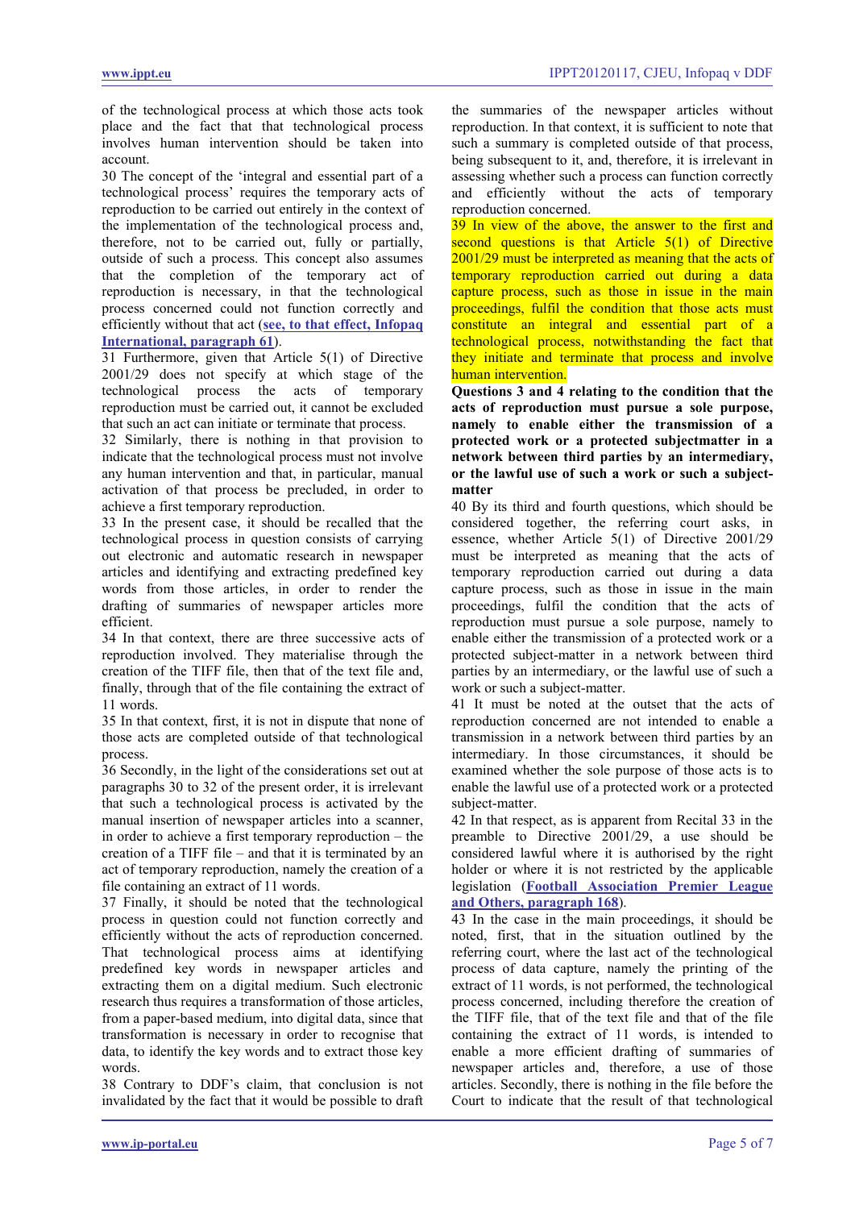of the technological process at which those acts took place and the fact that that technological process involves human intervention should be taken into account.

30 The concept of the 'integral and essential part of a technological process' requires the temporary acts of reproduction to be carried out entirely in the context of the implementation of the technological process and, therefore, not to be carried out, fully or partially, outside of such a process. This concept also assumes that the completion of the temporary act of reproduction is necessary, in that the technological process concerned could not function correctly and efficiently without that act (**see, to that effect, Infopaq International, paragraph 61**).

31 Furthermore, given that Article 5(1) of Directive 2001/29 does not specify at which stage of the technological process the acts of temporary reproduction must be carried out, it cannot be excluded that such an act can initiate or terminate that process.

32 Similarly, there is nothing in that provision to indicate that the technological process must not involve any human intervention and that, in particular, manual activation of that process be precluded, in order to achieve a first temporary reproduction.

33 In the present case, it should be recalled that the technological process in question consists of carrying out electronic and automatic research in newspaper articles and identifying and extracting predefined key words from those articles, in order to render the drafting of summaries of newspaper articles more efficient.

34 In that context, there are three successive acts of reproduction involved. They materialise through the creation of the TIFF file, then that of the text file and, finally, through that of the file containing the extract of 11 words.

35 In that context, first, it is not in dispute that none of those acts are completed outside of that technological process.

36 Secondly, in the light of the considerations set out at paragraphs 30 to 32 of the present order, it is irrelevant that such a technological process is activated by the manual insertion of newspaper articles into a scanner, in order to achieve a first temporary reproduction – the creation of a TIFF file – and that it is terminated by an act of temporary reproduction, namely the creation of a file containing an extract of 11 words.

37 Finally, it should be noted that the technological process in question could not function correctly and efficiently without the acts of reproduction concerned. That technological process aims at identifying predefined key words in newspaper articles and extracting them on a digital medium. Such electronic research thus requires a transformation of those articles, from a paper-based medium, into digital data, since that transformation is necessary in order to recognise that data, to identify the key words and to extract those key words.

38 Contrary to DDF's claim, that conclusion is not invalidated by the fact that it would be possible to draft the summaries of the newspaper articles without reproduction. In that context, it is sufficient to note that such a summary is completed outside of that process, being subsequent to it, and, therefore, it is irrelevant in assessing whether such a process can function correctly and efficiently without the acts of temporary reproduction concerned.

39 In view of the above, the answer to the first and second questions is that Article 5(1) of Directive 2001/29 must be interpreted as meaning that the acts of temporary reproduction carried out during a data capture process, such as those in issue in the main proceedings, fulfil the condition that those acts must constitute an integral and essential part of a technological process, notwithstanding the fact that they initiate and terminate that process and involve human intervention.

**Questions 3 and 4 relating to the condition that the acts of reproduction must pursue a sole purpose, namely to enable either the transmission of a protected work or a protected subjectmatter in a network between third parties by an intermediary, or the lawful use of such a work or such a subject-matter**

40 By its third and fourth questions, which should be considered together, the referring court asks, in essence, whether Article 5(1) of Directive 2001/29 must be interpreted as meaning that the acts of temporary reproduction carried out during a data capture process, such as those in issue in the main proceedings, fulfil the condition that the acts of reproduction must pursue a sole purpose, namely to enable either the transmission of a protected work or a protected subject-matter in a network between third parties by an intermediary, or the lawful use of such a work or such a subject-matter.

41 It must be noted at the outset that the acts of reproduction concerned are not intended to enable a transmission in a network between third parties by an intermediary. In those circumstances, it should be examined whether the sole purpose of those acts is to enable the lawful use of a protected work or a protected subject-matter.

42 In that respect, as is apparent from Recital 33 in the preamble to Directive 2001/29, a use should be considered lawful where it is authorised by the right holder or where it is not restricted by the applicable legislation (**Football Association Premier League and Others, paragraph 168**).

43 In the case in the main proceedings, it should be noted, first, that in the situation outlined by the referring court, where the last act of the technological process of data capture, namely the printing of the extract of 11 words, is not performed, the technological process concerned, including therefore the creation of the TIFF file, that of the text file and that of the file containing the extract of 11 words, is intended to enable a more efficient drafting of summaries of newspaper articles and, therefore, a use of those articles. Secondly, there is nothing in the file before the Court to indicate that the result of that technological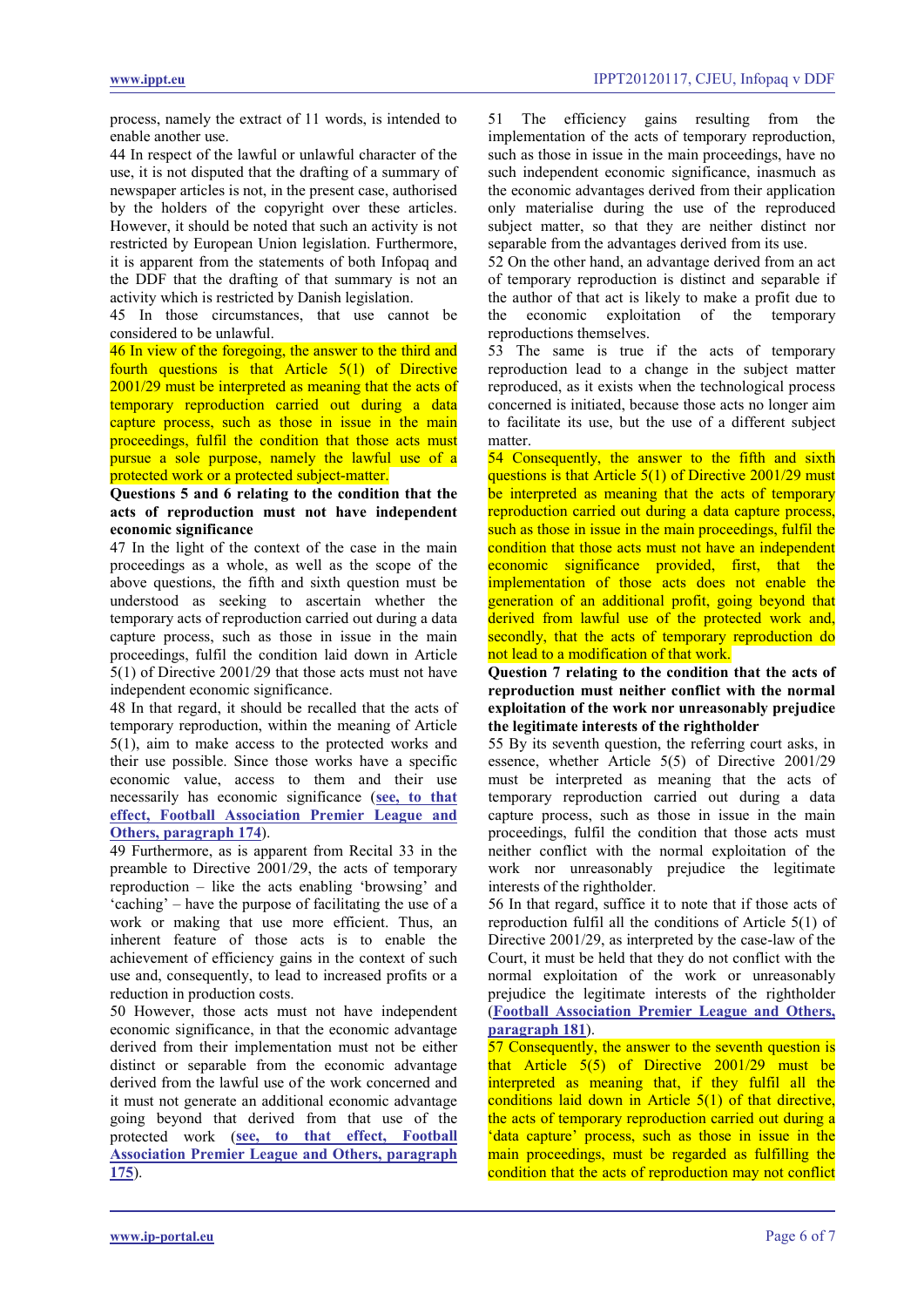process, namely the extract of 11 words, is intended to enable another use.

44 In respect of the lawful or unlawful character of the use, it is not disputed that the drafting of a summary of newspaper articles is not, in the present case, authorised by the holders of the copyright over these articles. However, it should be noted that such an activity is not restricted by European Union legislation. Furthermore, it is apparent from the statements of both Infopaq and the DDF that the drafting of that summary is not an activity which is restricted by Danish legislation.

45 In those circumstances, that use cannot be considered to be unlawful.

46 In view of the foregoing, the answer to the third and fourth questions is that Article 5(1) of Directive 2001/29 must be interpreted as meaning that the acts of temporary reproduction carried out during a data capture process, such as those in issue in the main proceedings, fulfil the condition that those acts must pursue a sole purpose, namely the lawful use of a protected work or a protected subject-matter.

**Questions 5 and 6 relating to the condition that the acts of reproduction must not have independent economic significance**

47 In the light of the context of the case in the main proceedings as a whole, as well as the scope of the above questions, the fifth and sixth question must be understood as seeking to ascertain whether the temporary acts of reproduction carried out during a data capture process, such as those in issue in the main proceedings, fulfil the condition laid down in Article 5(1) of Directive 2001/29 that those acts must not have independent economic significance.

48 In that regard, it should be recalled that the acts of temporary reproduction, within the meaning of Article 5(1), aim to make access to the protected works and their use possible. Since those works have a specific economic value, access to them and their use necessarily has economic significance (**see, to that effect, Football Association Premier League and Others, paragraph 174**).

49 Furthermore, as is apparent from Recital 33 in the preamble to Directive 2001/29, the acts of temporary reproduction – like the acts enabling 'browsing' and 'caching' – have the purpose of facilitating the use of a work or making that use more efficient. Thus, an inherent feature of those acts is to enable the achievement of efficiency gains in the context of such use and, consequently, to lead to increased profits or a reduction in production costs.

50 However, those acts must not have independent economic significance, in that the economic advantage derived from their implementation must not be either distinct or separable from the economic advantage derived from the lawful use of the work concerned and it must not generate an additional economic advantage going beyond that derived from that use of the protected work (**see, to that effect, Football Association Premier League and Others, paragraph 175**).

51 The efficiency gains resulting from the implementation of the acts of temporary reproduction, such as those in issue in the main proceedings, have no such independent economic significance, inasmuch as the economic advantages derived from their application only materialise during the use of the reproduced subject matter, so that they are neither distinct nor separable from the advantages derived from its use.

52 On the other hand, an advantage derived from an act of temporary reproduction is distinct and separable if the author of that act is likely to make a profit due to the economic exploitation of the temporary reproductions themselves.

53 The same is true if the acts of temporary reproduction lead to a change in the subject matter reproduced, as it exists when the technological process concerned is initiated, because those acts no longer aim to facilitate its use, but the use of a different subject matter.

54 Consequently, the answer to the fifth and sixth questions is that Article 5(1) of Directive 2001/29 must be interpreted as meaning that the acts of temporary reproduction carried out during a data capture process, such as those in issue in the main proceedings, fulfil the condition that those acts must not have an independent economic significance provided, first, that the implementation of those acts does not enable the generation of an additional profit, going beyond that derived from lawful use of the protected work and, secondly, that the acts of temporary reproduction do not lead to a modification of that work.

**Question 7 relating to the condition that the acts of reproduction must neither conflict with the normal exploitation of the work nor unreasonably prejudice the legitimate interests of the rightholder**

55 By its seventh question, the referring court asks, in essence, whether Article 5(5) of Directive 2001/29 must be interpreted as meaning that the acts of temporary reproduction carried out during a data capture process, such as those in issue in the main proceedings, fulfil the condition that those acts must neither conflict with the normal exploitation of the work nor unreasonably prejudice the legitimate interests of the rightholder.

56 In that regard, suffice it to note that if those acts of reproduction fulfil all the conditions of Article 5(1) of Directive 2001/29, as interpreted by the case-law of the Court, it must be held that they do not conflict with the normal exploitation of the work or unreasonably prejudice the legitimate interests of the rightholder (**Football Association Premier League and Others, paragraph 181**).

57 Consequently, the answer to the seventh question is that Article 5(5) of Directive 2001/29 must be interpreted as meaning that, if they fulfil all the conditions laid down in Article 5(1) of that directive, the acts of temporary reproduction carried out during a 'data capture' process, such as those in issue in the main proceedings, must be regarded as fulfilling the condition that the acts of reproduction may not conflict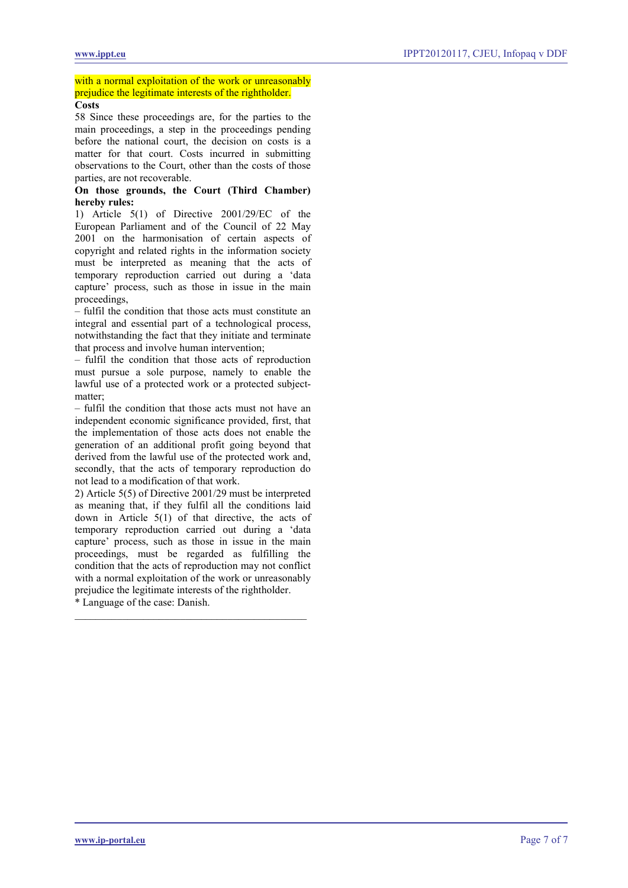with a normal exploitation of the work or unreasonably prejudice the legitimate interests of the rightholder.

**Costs**

58 Since these proceedings are, for the parties to the main proceedings, a step in the proceedings pending before the national court, the decision on costs is a matter for that court. Costs incurred in submitting observations to the Court, other than the costs of those parties, are not recoverable.

**On those grounds, the Court (Third Chamber) hereby rules:**

1) Article 5(1) of Directive 2001/29/EC of the European Parliament and of the Council of 22 May 2001 on the harmonisation of certain aspects of copyright and related rights in the information society must be interpreted as meaning that the acts of temporary reproduction carried out during a 'data capture' process, such as those in issue in the main proceedings,

– fulfil the condition that those acts must constitute an integral and essential part of a technological process, notwithstanding the fact that they initiate and terminate that process and involve human intervention;

– fulfil the condition that those acts of reproduction must pursue a sole purpose, namely to enable the lawful use of a protected work or a protected subject-matter;

– fulfil the condition that those acts must not have an independent economic significance provided, first, that the implementation of those acts does not enable the generation of an additional profit going beyond that derived from the lawful use of the protected work and, secondly, that the acts of temporary reproduction do not lead to a modification of that work.

2) Article 5(5) of Directive 2001/29 must be interpreted as meaning that, if they fulfil all the conditions laid down in Article 5(1) of that directive, the acts of temporary reproduction carried out during a 'data capture' process, such as those in issue in the main proceedings, must be regarded as fulfilling the condition that the acts of reproduction may not conflict with a normal exploitation of the work or unreasonably prejudice the legitimate interests of the rightholder.

* Language of the case: Danish.